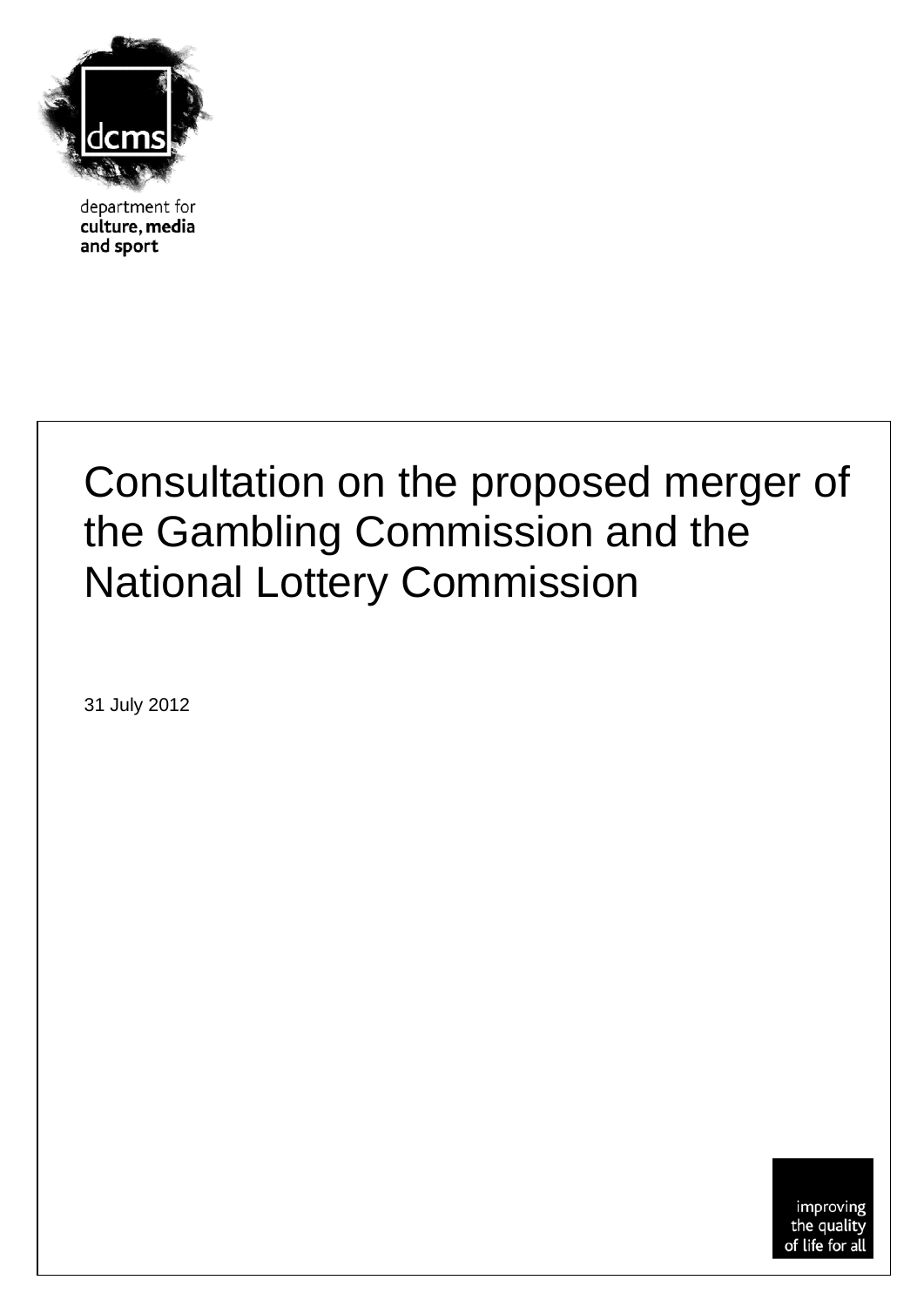dcms

department for
**culture, media**
**and sport**

# Consultation on the proposed merger of the Gambling Commission and the National Lottery Commission

31 July 2012

improving
the quality
of life for all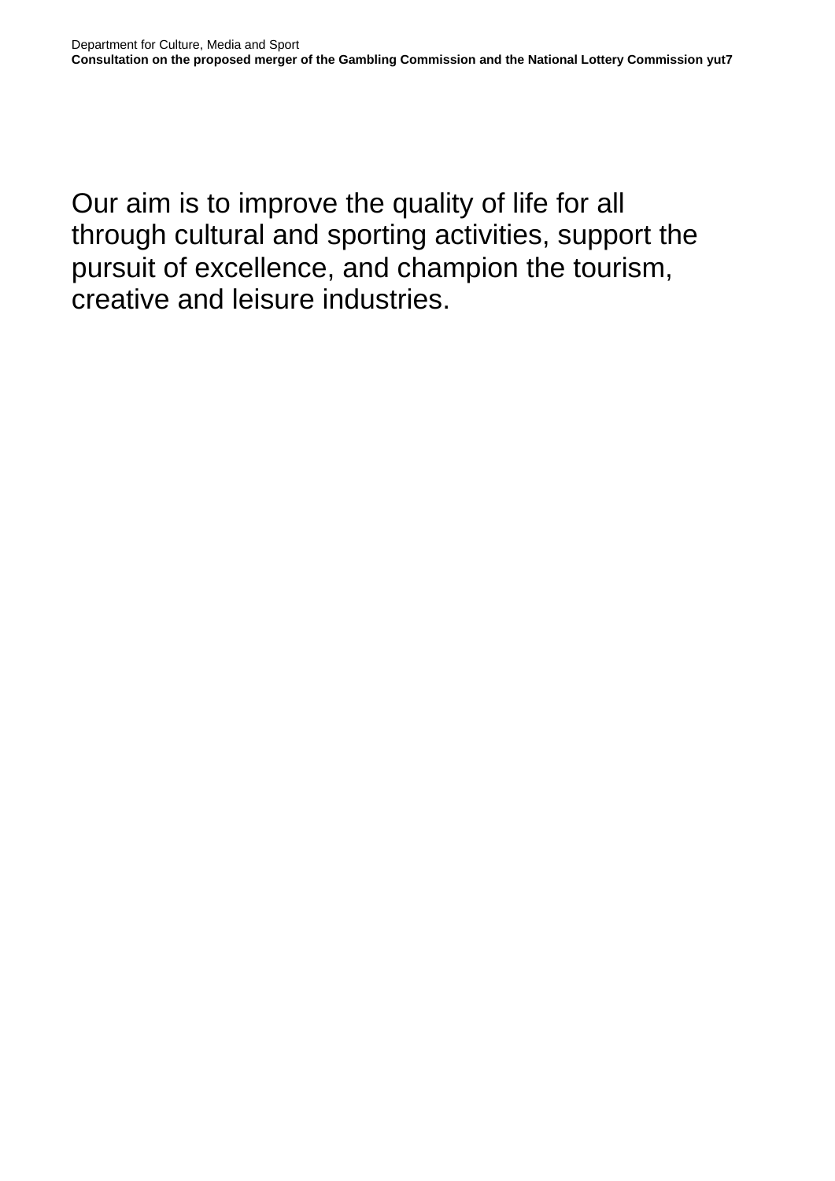Our aim is to improve the quality of life for all through cultural and sporting activities, support the pursuit of excellence, and champion the tourism, creative and leisure industries.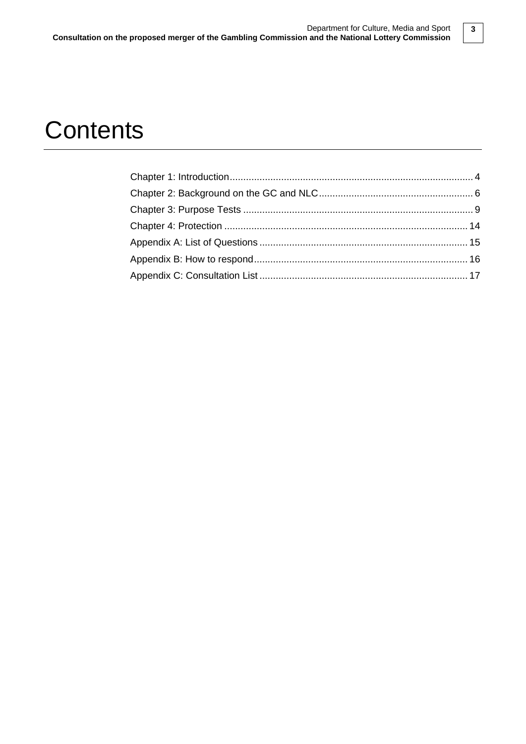# Contents

Chapter 1: Introduction ........................................................................................ 4
Chapter 2: Background on the GC and NLC ........................................................ 6
Chapter 3: Purpose Tests ...................................................................................... 9
Chapter 4: Protection ........................................................................................... 14
Appendix A: List of Questions .............................................................................. 15
Appendix B: How to respond ............................................................................... 16
Appendix C: Consultation List .............................................................................. 17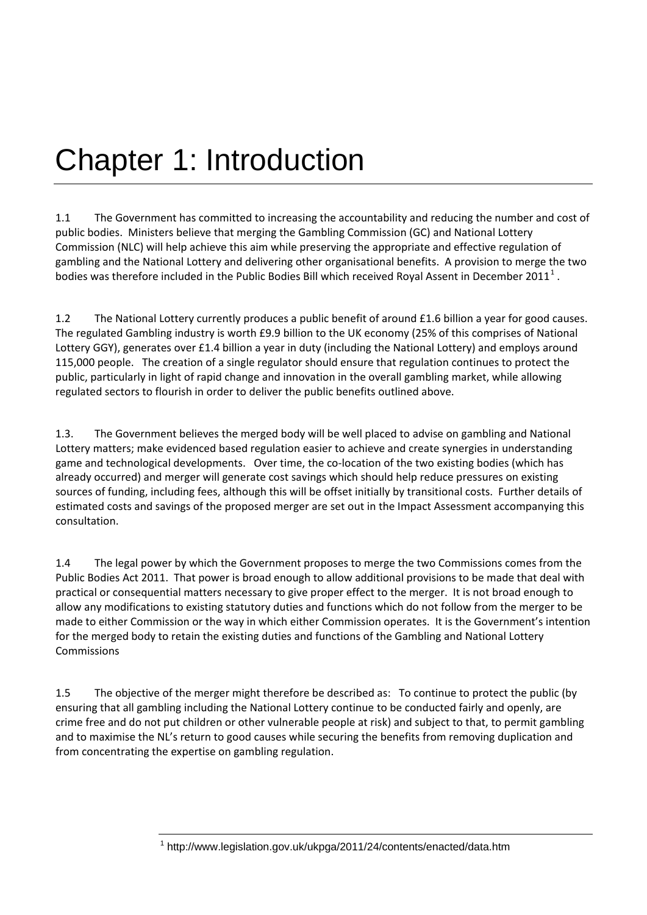# Chapter 1: Introduction

1.1 The Government has committed to increasing the accountability and reducing the number and cost of public bodies. Ministers believe that merging the Gambling Commission (GC) and National Lottery Commission (NLC) will help achieve this aim while preserving the appropriate and effective regulation of gambling and the National Lottery and delivering other organisational benefits. A provision to merge the two bodies was therefore included in the Public Bodies Bill which received Royal Assent in December 2011[1].

1.2 The National Lottery currently produces a public benefit of around £1.6 billion a year for good causes. The regulated Gambling industry is worth £9.9 billion to the UK economy (25% of this comprises of National Lottery GGY), generates over £1.4 billion a year in duty (including the National Lottery) and employs around 115,000 people. The creation of a single regulator should ensure that regulation continues to protect the public, particularly in light of rapid change and innovation in the overall gambling market, while allowing regulated sectors to flourish in order to deliver the public benefits outlined above.

1.3. The Government believes the merged body will be well placed to advise on gambling and National Lottery matters; make evidenced based regulation easier to achieve and create synergies in understanding game and technological developments. Over time, the co-location of the two existing bodies (which has already occurred) and merger will generate cost savings which should help reduce pressures on existing sources of funding, including fees, although this will be offset initially by transitional costs. Further details of estimated costs and savings of the proposed merger are set out in the Impact Assessment accompanying this consultation.

1.4 The legal power by which the Government proposes to merge the two Commissions comes from the Public Bodies Act 2011. That power is broad enough to allow additional provisions to be made that deal with practical or consequential matters necessary to give proper effect to the merger. It is not broad enough to allow any modifications to existing statutory duties and functions which do not follow from the merger to be made to either Commission or the way in which either Commission operates. It is the Government's intention for the merged body to retain the existing duties and functions of the Gambling and National Lottery Commissions

1.5 The objective of the merger might therefore be described as: To continue to protect the public (by ensuring that all gambling including the National Lottery continue to be conducted fairly and openly, are crime free and do not put children or other vulnerable people at risk) and subject to that, to permit gambling and to maximise the NL's return to good causes while securing the benefits from removing duplication and from concentrating the expertise on gambling regulation.

---

[1] http://www.legislation.gov.uk/ukpga/2011/24/contents/enacted/data.htm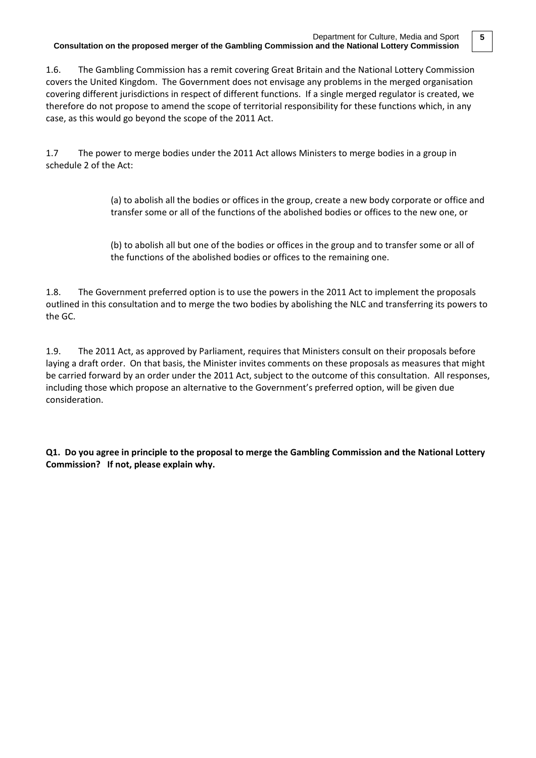1.6. The Gambling Commission has a remit covering Great Britain and the National Lottery Commission covers the United Kingdom. The Government does not envisage any problems in the merged organisation covering different jurisdictions in respect of different functions. If a single merged regulator is created, we therefore do not propose to amend the scope of territorial responsibility for these functions which, in any case, as this would go beyond the scope of the 2011 Act.

1.7 The power to merge bodies under the 2011 Act allows Ministers to merge bodies in a group in schedule 2 of the Act:

> (a) to abolish all the bodies or offices in the group, create a new body corporate or office and transfer some or all of the functions of the abolished bodies or offices to the new one, or
>
> (b) to abolish all but one of the bodies or offices in the group and to transfer some or all of the functions of the abolished bodies or offices to the remaining one.

1.8. The Government preferred option is to use the powers in the 2011 Act to implement the proposals outlined in this consultation and to merge the two bodies by abolishing the NLC and transferring its powers to the GC.

1.9. The 2011 Act, as approved by Parliament, requires that Ministers consult on their proposals before laying a draft order. On that basis, the Minister invites comments on these proposals as measures that might be carried forward by an order under the 2011 Act, subject to the outcome of this consultation. All responses, including those which propose an alternative to the Government's preferred option, will be given due consideration.

**Q1. Do you agree in principle to the proposal to merge the Gambling Commission and the National Lottery Commission? If not, please explain why.**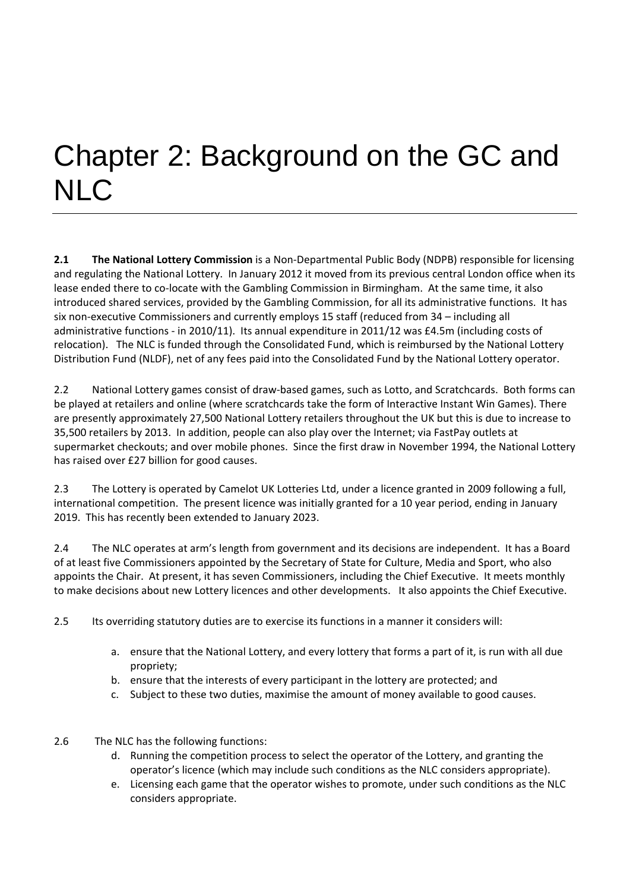# Chapter 2: Background on the GC and NLC

**2.1 The National Lottery Commission** is a Non-Departmental Public Body (NDPB) responsible for licensing and regulating the National Lottery. In January 2012 it moved from its previous central London office when its lease ended there to co-locate with the Gambling Commission in Birmingham. At the same time, it also introduced shared services, provided by the Gambling Commission, for all its administrative functions. It has six non-executive Commissioners and currently employs 15 staff (reduced from 34 – including all administrative functions - in 2010/11). Its annual expenditure in 2011/12 was £4.5m (including costs of relocation). The NLC is funded through the Consolidated Fund, which is reimbursed by the National Lottery Distribution Fund (NLDF), net of any fees paid into the Consolidated Fund by the National Lottery operator.

2.2 National Lottery games consist of draw-based games, such as Lotto, and Scratchcards. Both forms can be played at retailers and online (where scratchcards take the form of Interactive Instant Win Games). There are presently approximately 27,500 National Lottery retailers throughout the UK but this is due to increase to 35,500 retailers by 2013. In addition, people can also play over the Internet; via FastPay outlets at supermarket checkouts; and over mobile phones. Since the first draw in November 1994, the National Lottery has raised over £27 billion for good causes.

2.3 The Lottery is operated by Camelot UK Lotteries Ltd, under a licence granted in 2009 following a full, international competition. The present licence was initially granted for a 10 year period, ending in January 2019. This has recently been extended to January 2023.

2.4 The NLC operates at arm's length from government and its decisions are independent. It has a Board of at least five Commissioners appointed by the Secretary of State for Culture, Media and Sport, who also appoints the Chair. At present, it has seven Commissioners, including the Chief Executive. It meets monthly to make decisions about new Lottery licences and other developments. It also appoints the Chief Executive.

2.5 Its overriding statutory duties are to exercise its functions in a manner it considers will:

a. ensure that the National Lottery, and every lottery that forms a part of it, is run with all due propriety;
b. ensure that the interests of every participant in the lottery are protected; and
c. Subject to these two duties, maximise the amount of money available to good causes.

2.6 The NLC has the following functions:

d. Running the competition process to select the operator of the Lottery, and granting the operator's licence (which may include such conditions as the NLC considers appropriate).
e. Licensing each game that the operator wishes to promote, under such conditions as the NLC considers appropriate.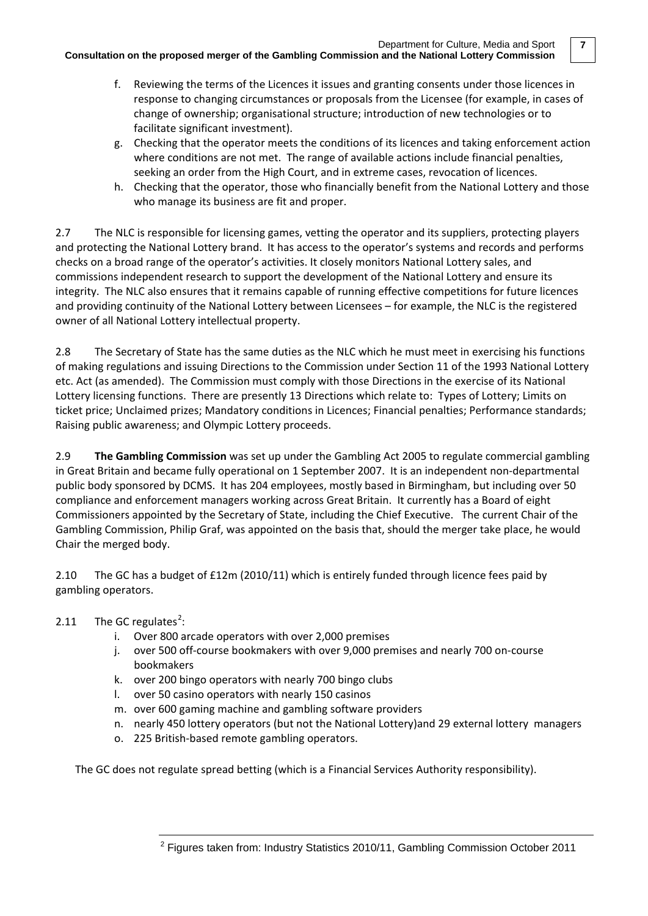f. Reviewing the terms of the Licences it issues and granting consents under those licences in response to changing circumstances or proposals from the Licensee (for example, in cases of change of ownership; organisational structure; introduction of new technologies or to facilitate significant investment).
g. Checking that the operator meets the conditions of its licences and taking enforcement action where conditions are not met. The range of available actions include financial penalties, seeking an order from the High Court, and in extreme cases, revocation of licences.
h. Checking that the operator, those who financially benefit from the National Lottery and those who manage its business are fit and proper.

2.7 The NLC is responsible for licensing games, vetting the operator and its suppliers, protecting players and protecting the National Lottery brand. It has access to the operator's systems and records and performs checks on a broad range of the operator's activities. It closely monitors National Lottery sales, and commissions independent research to support the development of the National Lottery and ensure its integrity. The NLC also ensures that it remains capable of running effective competitions for future licences and providing continuity of the National Lottery between Licensees – for example, the NLC is the registered owner of all National Lottery intellectual property.

2.8 The Secretary of State has the same duties as the NLC which he must meet in exercising his functions of making regulations and issuing Directions to the Commission under Section 11 of the 1993 National Lottery etc. Act (as amended). The Commission must comply with those Directions in the exercise of its National Lottery licensing functions. There are presently 13 Directions which relate to: Types of Lottery; Limits on ticket price; Unclaimed prizes; Mandatory conditions in Licences; Financial penalties; Performance standards; Raising public awareness; and Olympic Lottery proceeds.

2.9 **The Gambling Commission** was set up under the Gambling Act 2005 to regulate commercial gambling in Great Britain and became fully operational on 1 September 2007. It is an independent non-departmental public body sponsored by DCMS. It has 204 employees, mostly based in Birmingham, but including over 50 compliance and enforcement managers working across Great Britain. It currently has a Board of eight Commissioners appointed by the Secretary of State, including the Chief Executive. The current Chair of the Gambling Commission, Philip Graf, was appointed on the basis that, should the merger take place, he would Chair the merged body.

2.10 The GC has a budget of £12m (2010/11) which is entirely funded through licence fees paid by gambling operators.

2.11 The GC regulates[2]:

i. Over 800 arcade operators with over 2,000 premises
j. over 500 off-course bookmakers with over 9,000 premises and nearly 700 on-course bookmakers
k. over 200 bingo operators with nearly 700 bingo clubs
l. over 50 casino operators with nearly 150 casinos
m. over 600 gaming machine and gambling software providers
n. nearly 450 lottery operators (but not the National Lottery)and 29 external lottery managers
o. 225 British-based remote gambling operators.

The GC does not regulate spread betting (which is a Financial Services Authority responsibility).

[2] Figures taken from: Industry Statistics 2010/11, Gambling Commission October 2011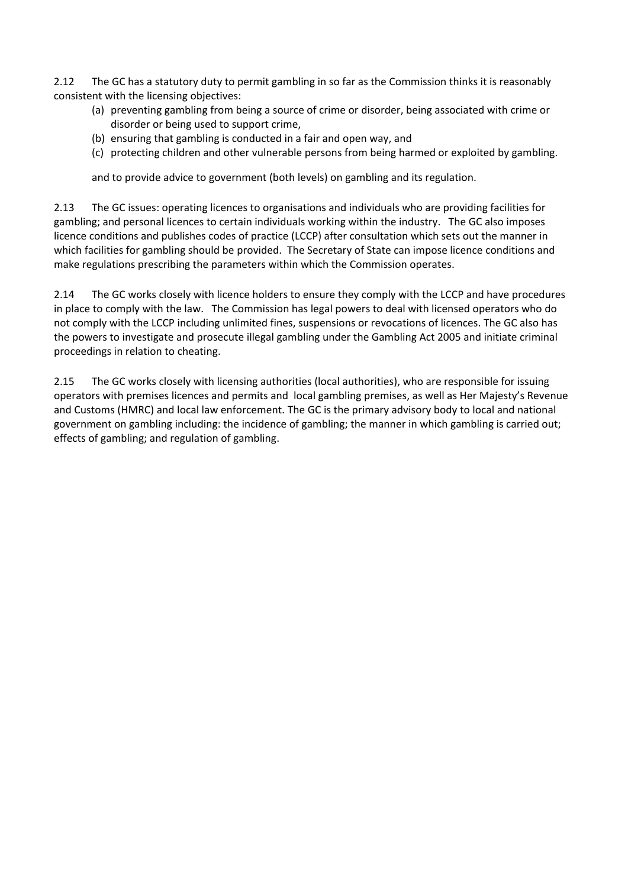2.12 The GC has a statutory duty to permit gambling in so far as the Commission thinks it is reasonably consistent with the licensing objectives:

(a) preventing gambling from being a source of crime or disorder, being associated with crime or disorder or being used to support crime,
(b) ensuring that gambling is conducted in a fair and open way, and
(c) protecting children and other vulnerable persons from being harmed or exploited by gambling.

and to provide advice to government (both levels) on gambling and its regulation.

2.13 The GC issues: operating licences to organisations and individuals who are providing facilities for gambling; and personal licences to certain individuals working within the industry. The GC also imposes licence conditions and publishes codes of practice (LCCP) after consultation which sets out the manner in which facilities for gambling should be provided. The Secretary of State can impose licence conditions and make regulations prescribing the parameters within which the Commission operates.

2.14 The GC works closely with licence holders to ensure they comply with the LCCP and have procedures in place to comply with the law. The Commission has legal powers to deal with licensed operators who do not comply with the LCCP including unlimited fines, suspensions or revocations of licences. The GC also has the powers to investigate and prosecute illegal gambling under the Gambling Act 2005 and initiate criminal proceedings in relation to cheating.

2.15 The GC works closely with licensing authorities (local authorities), who are responsible for issuing operators with premises licences and permits and local gambling premises, as well as Her Majesty's Revenue and Customs (HMRC) and local law enforcement. The GC is the primary advisory body to local and national government on gambling including: the incidence of gambling; the manner in which gambling is carried out; effects of gambling; and regulation of gambling.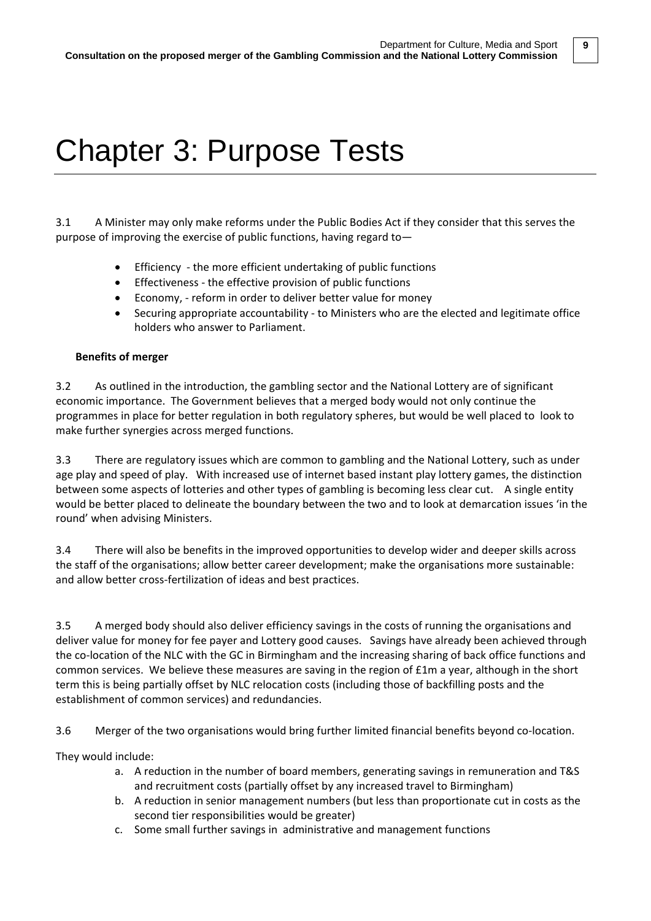# Chapter 3: Purpose Tests

3.1 A Minister may only make reforms under the Public Bodies Act if they consider that this serves the purpose of improving the exercise of public functions, having regard to—

- Efficiency - the more efficient undertaking of public functions
- Effectiveness - the effective provision of public functions
- Economy, - reform in order to deliver better value for money
- Securing appropriate accountability - to Ministers who are the elected and legitimate office holders who answer to Parliament.

**Benefits of merger**

3.2 As outlined in the introduction, the gambling sector and the National Lottery are of significant economic importance. The Government believes that a merged body would not only continue the programmes in place for better regulation in both regulatory spheres, but would be well placed to look to make further synergies across merged functions.

3.3 There are regulatory issues which are common to gambling and the National Lottery, such as under age play and speed of play. With increased use of internet based instant play lottery games, the distinction between some aspects of lotteries and other types of gambling is becoming less clear cut. A single entity would be better placed to delineate the boundary between the two and to look at demarcation issues 'in the round' when advising Ministers.

3.4 There will also be benefits in the improved opportunities to develop wider and deeper skills across the staff of the organisations; allow better career development; make the organisations more sustainable: and allow better cross-fertilization of ideas and best practices.

3.5 A merged body should also deliver efficiency savings in the costs of running the organisations and deliver value for money for fee payer and Lottery good causes. Savings have already been achieved through the co-location of the NLC with the GC in Birmingham and the increasing sharing of back office functions and common services. We believe these measures are saving in the region of £1m a year, although in the short term this is being partially offset by NLC relocation costs (including those of backfilling posts and the establishment of common services) and redundancies.

3.6 Merger of the two organisations would bring further limited financial benefits beyond co-location.

They would include:

a. A reduction in the number of board members, generating savings in remuneration and T&S and recruitment costs (partially offset by any increased travel to Birmingham)
b. A reduction in senior management numbers (but less than proportionate cut in costs as the second tier responsibilities would be greater)
c. Some small further savings in administrative and management functions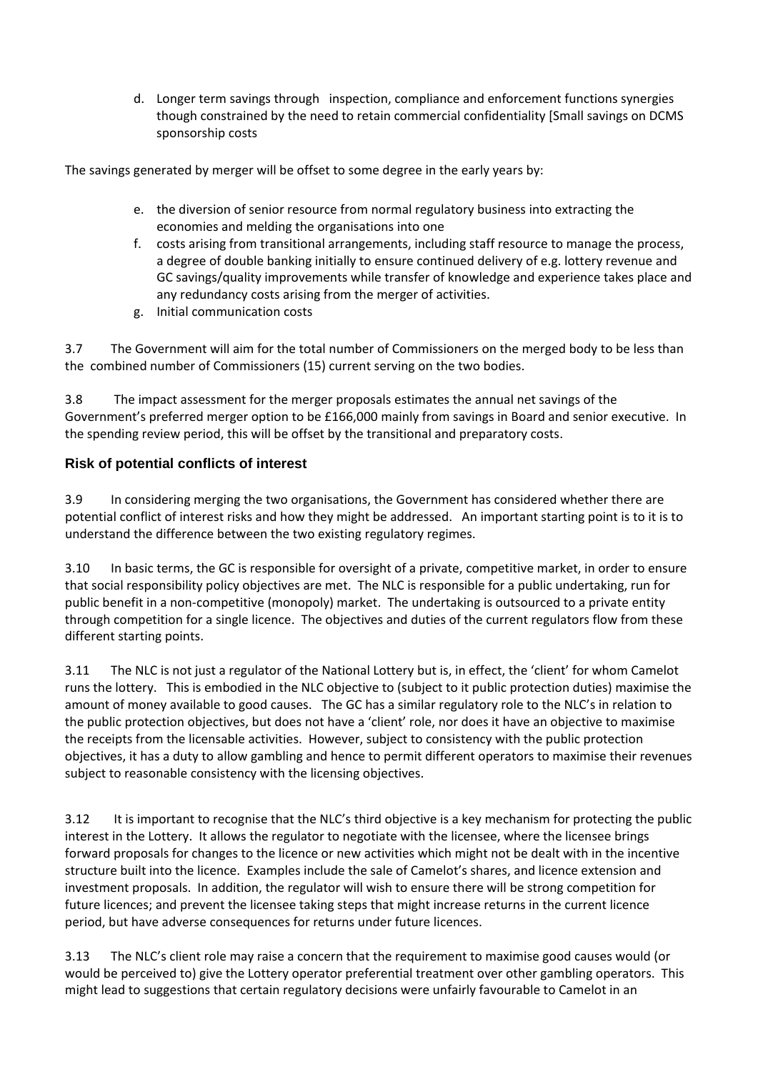d. Longer term savings through inspection, compliance and enforcement functions synergies though constrained by the need to retain commercial confidentiality [Small savings on DCMS sponsorship costs

The savings generated by merger will be offset to some degree in the early years by:

e. the diversion of senior resource from normal regulatory business into extracting the economies and melding the organisations into one
f. costs arising from transitional arrangements, including staff resource to manage the process, a degree of double banking initially to ensure continued delivery of e.g. lottery revenue and GC savings/quality improvements while transfer of knowledge and experience takes place and any redundancy costs arising from the merger of activities.
g. Initial communication costs

3.7 The Government will aim for the total number of Commissioners on the merged body to be less than the combined number of Commissioners (15) current serving on the two bodies.

3.8 The impact assessment for the merger proposals estimates the annual net savings of the Government's preferred merger option to be £166,000 mainly from savings in Board and senior executive. In the spending review period, this will be offset by the transitional and preparatory costs.

### Risk of potential conflicts of interest

3.9 In considering merging the two organisations, the Government has considered whether there are potential conflict of interest risks and how they might be addressed. An important starting point is to it is to understand the difference between the two existing regulatory regimes.

3.10 In basic terms, the GC is responsible for oversight of a private, competitive market, in order to ensure that social responsibility policy objectives are met. The NLC is responsible for a public undertaking, run for public benefit in a non-competitive (monopoly) market. The undertaking is outsourced to a private entity through competition for a single licence. The objectives and duties of the current regulators flow from these different starting points.

3.11 The NLC is not just a regulator of the National Lottery but is, in effect, the 'client' for whom Camelot runs the lottery. This is embodied in the NLC objective to (subject to it public protection duties) maximise the amount of money available to good causes. The GC has a similar regulatory role to the NLC's in relation to the public protection objectives, but does not have a 'client' role, nor does it have an objective to maximise the receipts from the licensable activities. However, subject to consistency with the public protection objectives, it has a duty to allow gambling and hence to permit different operators to maximise their revenues subject to reasonable consistency with the licensing objectives.

3.12 It is important to recognise that the NLC's third objective is a key mechanism for protecting the public interest in the Lottery. It allows the regulator to negotiate with the licensee, where the licensee brings forward proposals for changes to the licence or new activities which might not be dealt with in the incentive structure built into the licence. Examples include the sale of Camelot's shares, and licence extension and investment proposals. In addition, the regulator will wish to ensure there will be strong competition for future licences; and prevent the licensee taking steps that might increase returns in the current licence period, but have adverse consequences for returns under future licences.

3.13 The NLC's client role may raise a concern that the requirement to maximise good causes would (or would be perceived to) give the Lottery operator preferential treatment over other gambling operators. This might lead to suggestions that certain regulatory decisions were unfairly favourable to Camelot in an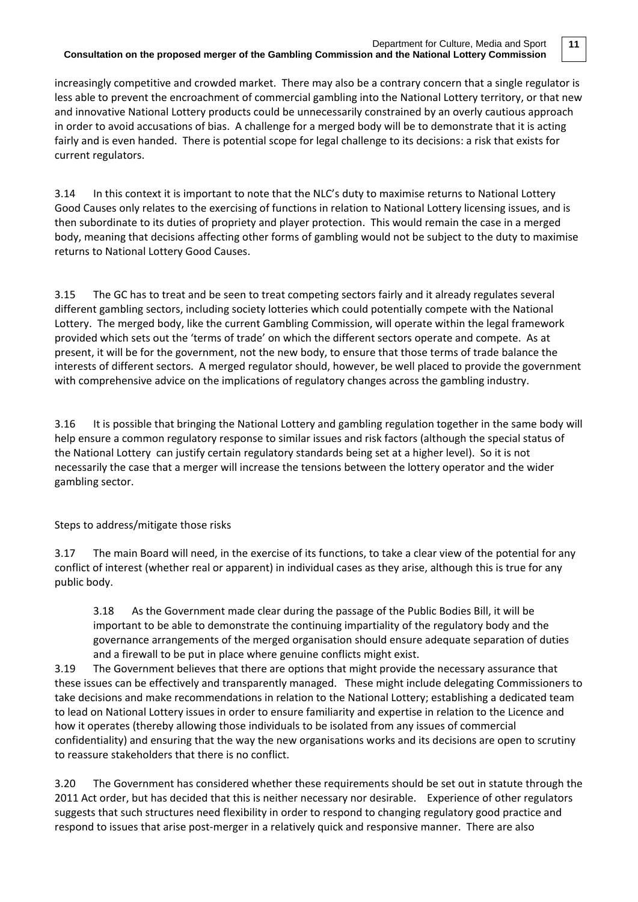increasingly competitive and crowded market. There may also be a contrary concern that a single regulator is less able to prevent the encroachment of commercial gambling into the National Lottery territory, or that new and innovative National Lottery products could be unnecessarily constrained by an overly cautious approach in order to avoid accusations of bias. A challenge for a merged body will be to demonstrate that it is acting fairly and is even handed. There is potential scope for legal challenge to its decisions: a risk that exists for current regulators.

3.14 In this context it is important to note that the NLC's duty to maximise returns to National Lottery Good Causes only relates to the exercising of functions in relation to National Lottery licensing issues, and is then subordinate to its duties of propriety and player protection. This would remain the case in a merged body, meaning that decisions affecting other forms of gambling would not be subject to the duty to maximise returns to National Lottery Good Causes.

3.15 The GC has to treat and be seen to treat competing sectors fairly and it already regulates several different gambling sectors, including society lotteries which could potentially compete with the National Lottery. The merged body, like the current Gambling Commission, will operate within the legal framework provided which sets out the 'terms of trade' on which the different sectors operate and compete. As at present, it will be for the government, not the new body, to ensure that those terms of trade balance the interests of different sectors. A merged regulator should, however, be well placed to provide the government with comprehensive advice on the implications of regulatory changes across the gambling industry.

3.16 It is possible that bringing the National Lottery and gambling regulation together in the same body will help ensure a common regulatory response to similar issues and risk factors (although the special status of the National Lottery can justify certain regulatory standards being set at a higher level). So it is not necessarily the case that a merger will increase the tensions between the lottery operator and the wider gambling sector.

Steps to address/mitigate those risks

3.17 The main Board will need, in the exercise of its functions, to take a clear view of the potential for any conflict of interest (whether real or apparent) in individual cases as they arise, although this is true for any public body.

3.18 As the Government made clear during the passage of the Public Bodies Bill, it will be important to be able to demonstrate the continuing impartiality of the regulatory body and the governance arrangements of the merged organisation should ensure adequate separation of duties and a firewall to be put in place where genuine conflicts might exist.

3.19 The Government believes that there are options that might provide the necessary assurance that these issues can be effectively and transparently managed. These might include delegating Commissioners to take decisions and make recommendations in relation to the National Lottery; establishing a dedicated team to lead on National Lottery issues in order to ensure familiarity and expertise in relation to the Licence and how it operates (thereby allowing those individuals to be isolated from any issues of commercial confidentiality) and ensuring that the way the new organisations works and its decisions are open to scrutiny to reassure stakeholders that there is no conflict.

3.20 The Government has considered whether these requirements should be set out in statute through the 2011 Act order, but has decided that this is neither necessary nor desirable. Experience of other regulators suggests that such structures need flexibility in order to respond to changing regulatory good practice and respond to issues that arise post-merger in a relatively quick and responsive manner. There are also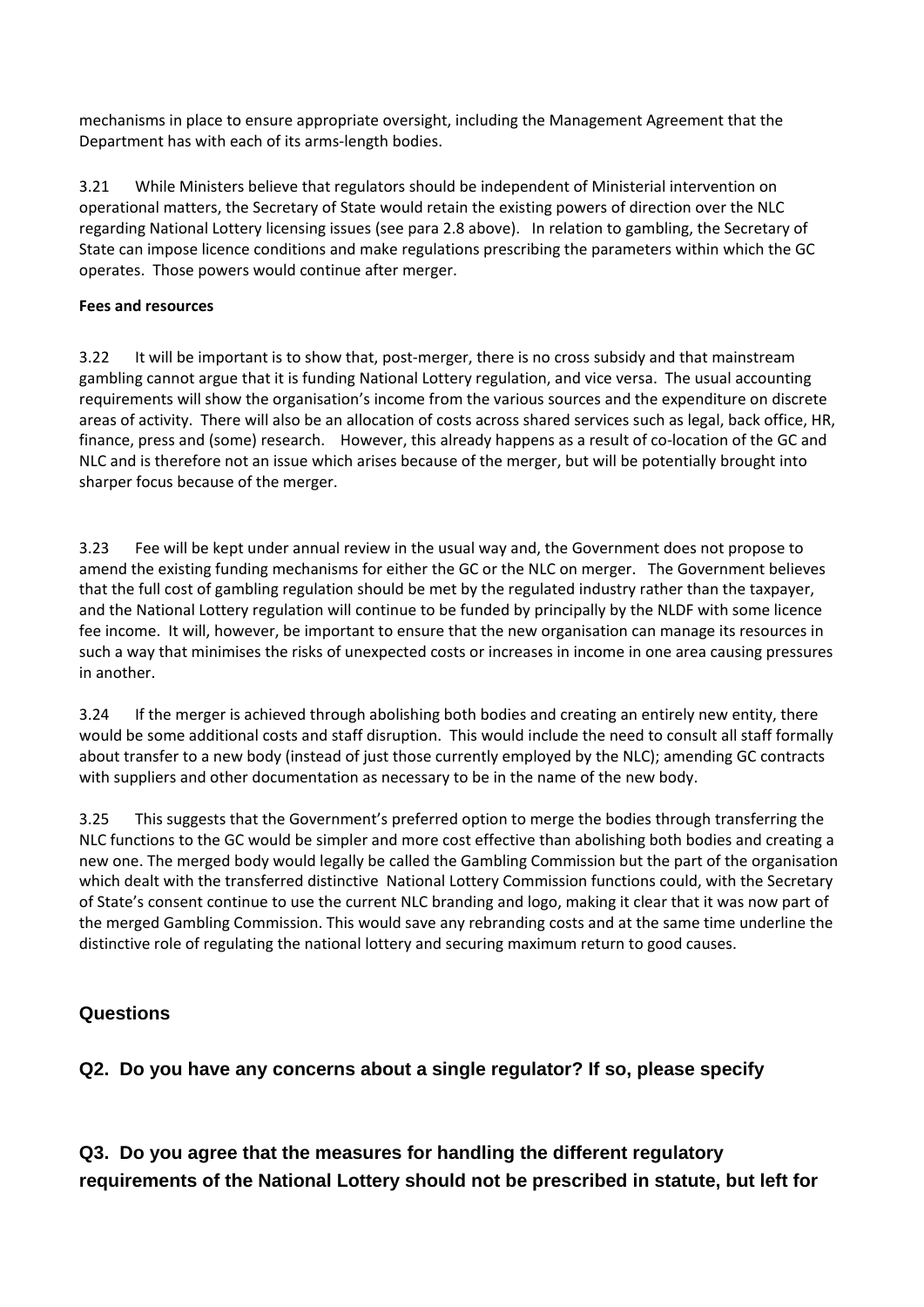mechanisms in place to ensure appropriate oversight, including the Management Agreement that the Department has with each of its arms-length bodies.

3.21 While Ministers believe that regulators should be independent of Ministerial intervention on operational matters, the Secretary of State would retain the existing powers of direction over the NLC regarding National Lottery licensing issues (see para 2.8 above). In relation to gambling, the Secretary of State can impose licence conditions and make regulations prescribing the parameters within which the GC operates. Those powers would continue after merger.

**Fees and resources**

3.22 It will be important is to show that, post-merger, there is no cross subsidy and that mainstream gambling cannot argue that it is funding National Lottery regulation, and vice versa. The usual accounting requirements will show the organisation's income from the various sources and the expenditure on discrete areas of activity. There will also be an allocation of costs across shared services such as legal, back office, HR, finance, press and (some) research. However, this already happens as a result of co-location of the GC and NLC and is therefore not an issue which arises because of the merger, but will be potentially brought into sharper focus because of the merger.

3.23 Fee will be kept under annual review in the usual way and, the Government does not propose to amend the existing funding mechanisms for either the GC or the NLC on merger. The Government believes that the full cost of gambling regulation should be met by the regulated industry rather than the taxpayer, and the National Lottery regulation will continue to be funded by principally by the NLDF with some licence fee income. It will, however, be important to ensure that the new organisation can manage its resources in such a way that minimises the risks of unexpected costs or increases in income in one area causing pressures in another.

3.24 If the merger is achieved through abolishing both bodies and creating an entirely new entity, there would be some additional costs and staff disruption. This would include the need to consult all staff formally about transfer to a new body (instead of just those currently employed by the NLC); amending GC contracts with suppliers and other documentation as necessary to be in the name of the new body.

3.25 This suggests that the Government's preferred option to merge the bodies through transferring the NLC functions to the GC would be simpler and more cost effective than abolishing both bodies and creating a new one. The merged body would legally be called the Gambling Commission but the part of the organisation which dealt with the transferred distinctive National Lottery Commission functions could, with the Secretary of State's consent continue to use the current NLC branding and logo, making it clear that it was now part of the merged Gambling Commission. This would save any rebranding costs and at the same time underline the distinctive role of regulating the national lottery and securing maximum return to good causes.

## Questions

### Q2. Do you have any concerns about a single regulator? If so, please specify

### Q3. Do you agree that the measures for handling the different regulatory requirements of the National Lottery should not be prescribed in statute, but left for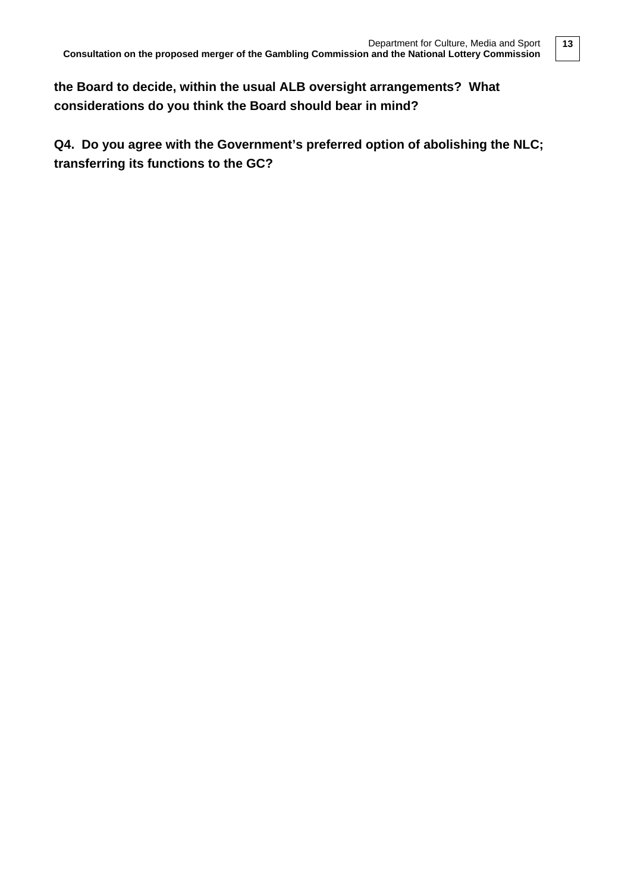**the Board to decide, within the usual ALB oversight arrangements? What considerations do you think the Board should bear in mind?**

**Q4. Do you agree with the Government's preferred option of abolishing the NLC; transferring its functions to the GC?**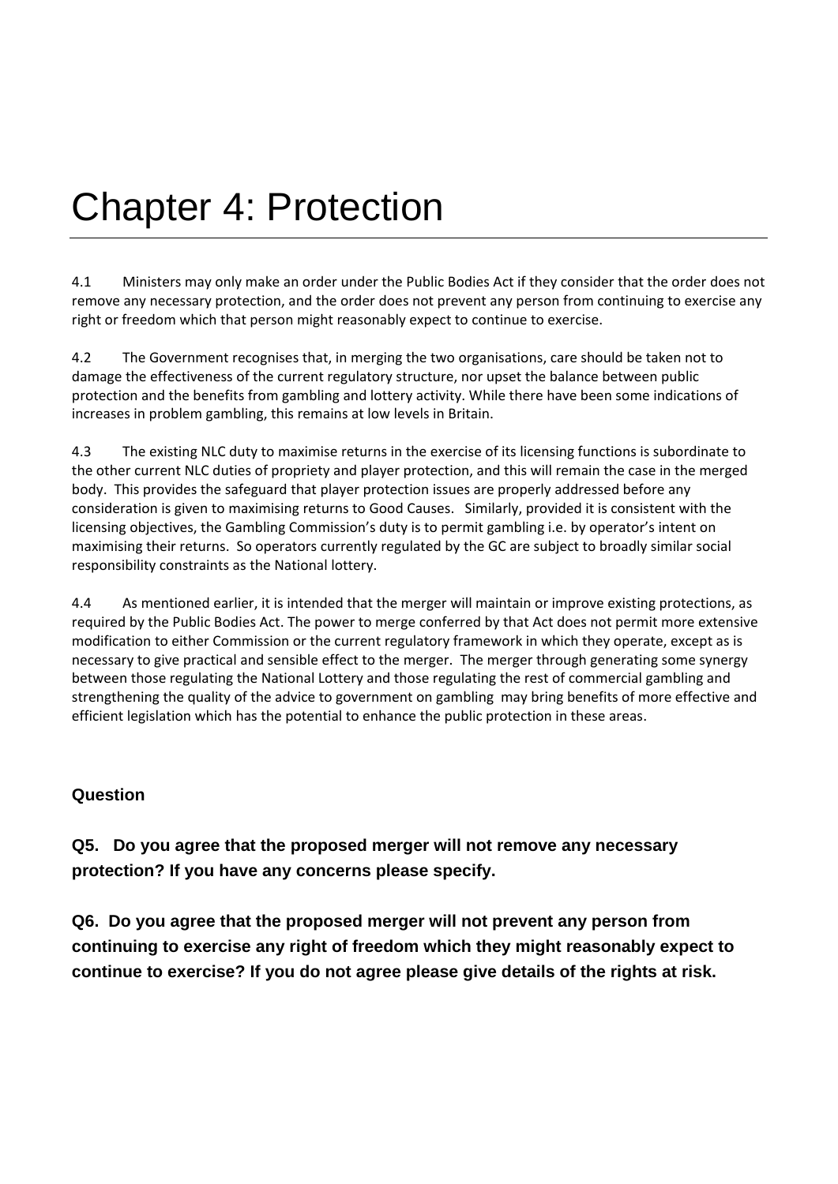# Chapter 4: Protection

4.1 Ministers may only make an order under the Public Bodies Act if they consider that the order does not remove any necessary protection, and the order does not prevent any person from continuing to exercise any right or freedom which that person might reasonably expect to continue to exercise.

4.2 The Government recognises that, in merging the two organisations, care should be taken not to damage the effectiveness of the current regulatory structure, nor upset the balance between public protection and the benefits from gambling and lottery activity. While there have been some indications of increases in problem gambling, this remains at low levels in Britain.

4.3 The existing NLC duty to maximise returns in the exercise of its licensing functions is subordinate to the other current NLC duties of propriety and player protection, and this will remain the case in the merged body. This provides the safeguard that player protection issues are properly addressed before any consideration is given to maximising returns to Good Causes. Similarly, provided it is consistent with the licensing objectives, the Gambling Commission's duty is to permit gambling i.e. by operator's intent on maximising their returns. So operators currently regulated by the GC are subject to broadly similar social responsibility constraints as the National lottery.

4.4 As mentioned earlier, it is intended that the merger will maintain or improve existing protections, as required by the Public Bodies Act. The power to merge conferred by that Act does not permit more extensive modification to either Commission or the current regulatory framework in which they operate, except as is necessary to give practical and sensible effect to the merger. The merger through generating some synergy between those regulating the National Lottery and those regulating the rest of commercial gambling and strengthening the quality of the advice to government on gambling may bring benefits of more effective and efficient legislation which has the potential to enhance the public protection in these areas.

### Question

**Q5. Do you agree that the proposed merger will not remove any necessary protection? If you have any concerns please specify.**

**Q6. Do you agree that the proposed merger will not prevent any person from continuing to exercise any right of freedom which they might reasonably expect to continue to exercise? If you do not agree please give details of the rights at risk.**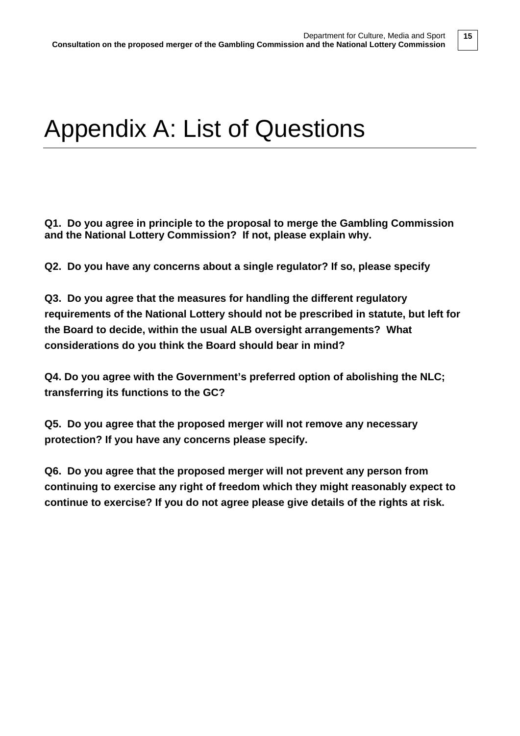# Appendix A: List of Questions

**Q1. Do you agree in principle to the proposal to merge the Gambling Commission and the National Lottery Commission? If not, please explain why.**

**Q2. Do you have any concerns about a single regulator? If so, please specify**

**Q3. Do you agree that the measures for handling the different regulatory requirements of the National Lottery should not be prescribed in statute, but left for the Board to decide, within the usual ALB oversight arrangements? What considerations do you think the Board should bear in mind?**

**Q4. Do you agree with the Government's preferred option of abolishing the NLC; transferring its functions to the GC?**

**Q5. Do you agree that the proposed merger will not remove any necessary protection? If you have any concerns please specify.**

**Q6. Do you agree that the proposed merger will not prevent any person from continuing to exercise any right of freedom which they might reasonably expect to continue to exercise? If you do not agree please give details of the rights at risk.**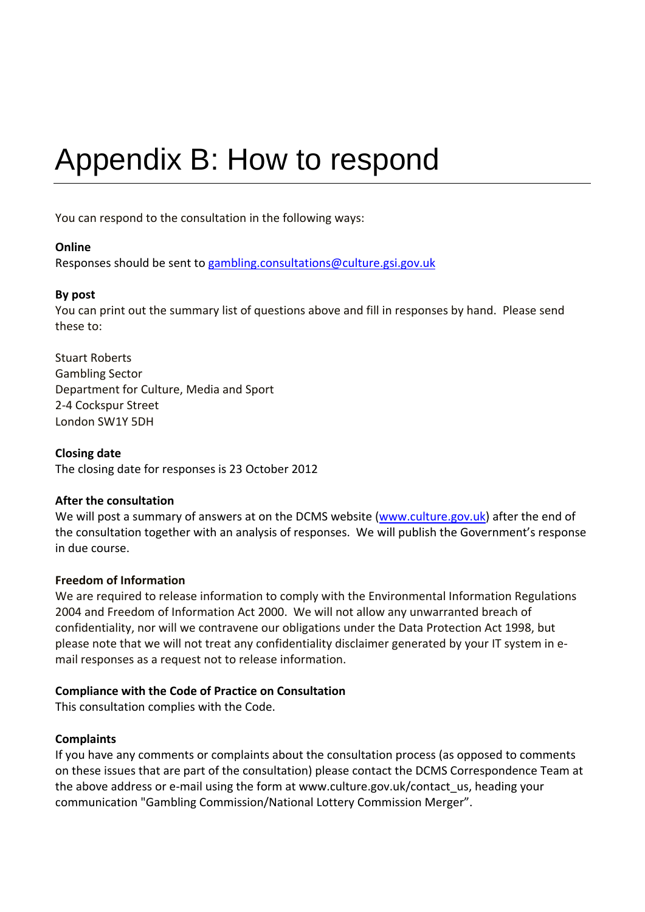# Appendix B: How to respond

You can respond to the consultation in the following ways:

**Online**

Responses should be sent to gambling.consultations@culture.gsi.gov.uk

**By post**

You can print out the summary list of questions above and fill in responses by hand. Please send these to:

Stuart Roberts
Gambling Sector
Department for Culture, Media and Sport
2-4 Cockspur Street
London SW1Y 5DH

**Closing date**

The closing date for responses is 23 October 2012

**After the consultation**

We will post a summary of answers at on the DCMS website (www.culture.gov.uk) after the end of the consultation together with an analysis of responses. We will publish the Government's response in due course.

**Freedom of Information**

We are required to release information to comply with the Environmental Information Regulations 2004 and Freedom of Information Act 2000. We will not allow any unwarranted breach of confidentiality, nor will we contravene our obligations under the Data Protection Act 1998, but please note that we will not treat any confidentiality disclaimer generated by your IT system in e-mail responses as a request not to release information.

**Compliance with the Code of Practice on Consultation**

This consultation complies with the Code.

**Complaints**

If you have any comments or complaints about the consultation process (as opposed to comments on these issues that are part of the consultation) please contact the DCMS Correspondence Team at the above address or e-mail using the form at www.culture.gov.uk/contact_us, heading your communication "Gambling Commission/National Lottery Commission Merger".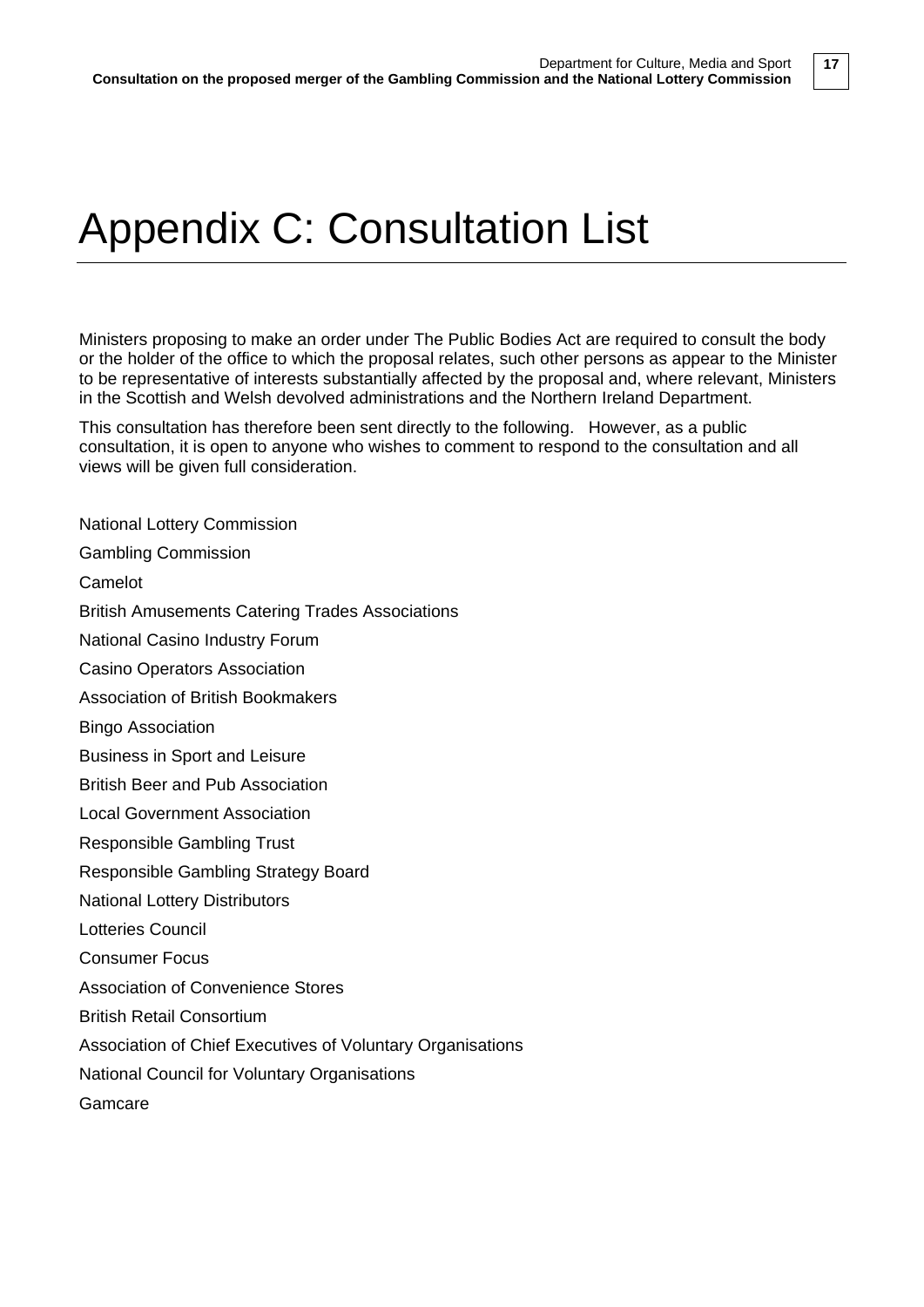# Appendix C: Consultation List

Ministers proposing to make an order under The Public Bodies Act are required to consult the body or the holder of the office to which the proposal relates, such other persons as appear to the Minister to be representative of interests substantially affected by the proposal and, where relevant, Ministers in the Scottish and Welsh devolved administrations and the Northern Ireland Department.

This consultation has therefore been sent directly to the following. However, as a public consultation, it is open to anyone who wishes to comment to respond to the consultation and all views will be given full consideration.

National Lottery Commission

Gambling Commission

Camelot

British Amusements Catering Trades Associations

National Casino Industry Forum

Casino Operators Association

Association of British Bookmakers

Bingo Association

Business in Sport and Leisure

British Beer and Pub Association

Local Government Association

Responsible Gambling Trust

Responsible Gambling Strategy Board

National Lottery Distributors

Lotteries Council

Consumer Focus

Association of Convenience Stores

British Retail Consortium

Association of Chief Executives of Voluntary Organisations

National Council for Voluntary Organisations

Gamcare